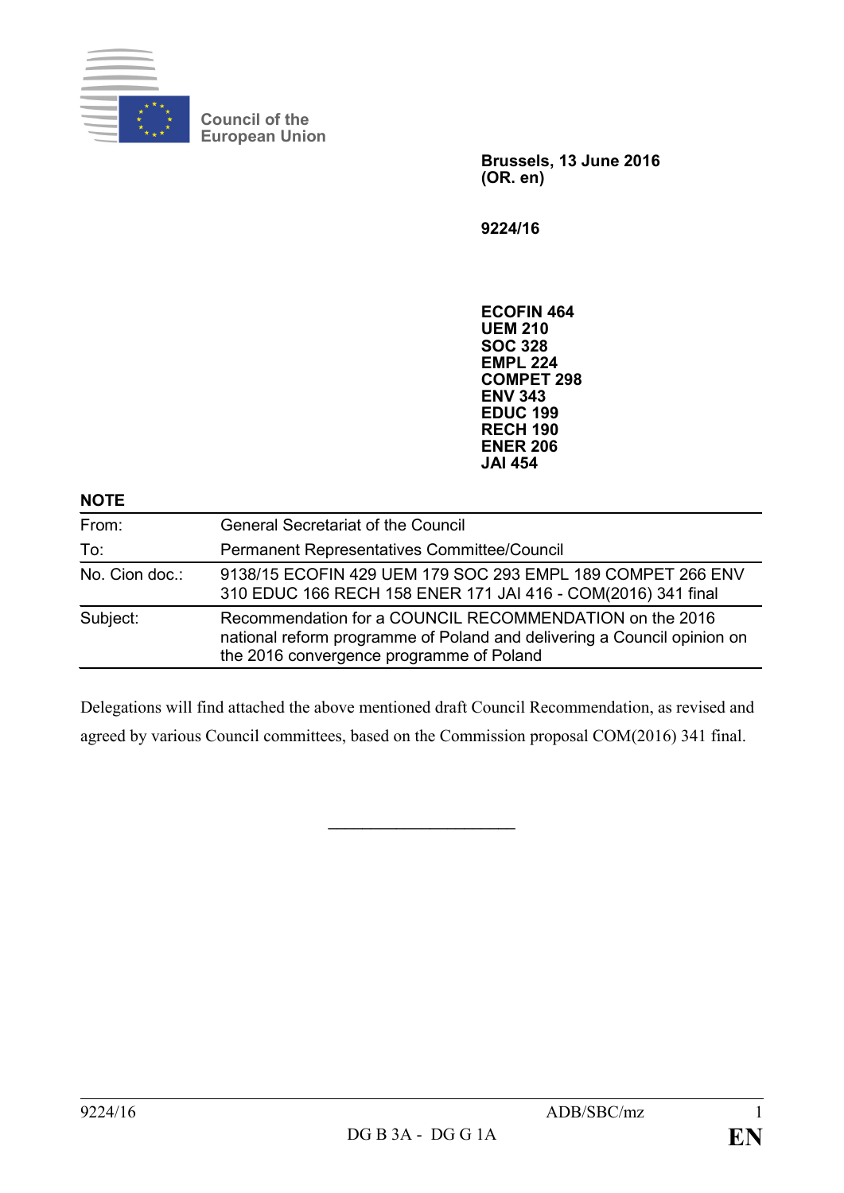Council of the European Union

**Brussels, 13 June 2016**
**(OR. en)**

**9224/16**

**ECOFIN 464**
**UEM 210**
**SOC 328**
**EMPL 224**
**COMPET 298**
**ENV 343**
**EDUC 199**
**RECH 190**
**ENER 206**
**JAI 454**

**NOTE**

| | |
|---|---|
| From: | General Secretariat of the Council |
| To: | Permanent Representatives Committee/Council |
| No. Cion doc.: | 9138/15 ECOFIN 429 UEM 179 SOC 293 EMPL 189 COMPET 266 ENV 310 EDUC 166 RECH 158 ENER 171 JAI 416 - COM(2016) 341 final |
| Subject: | Recommendation for a COUNCIL RECOMMENDATION on the 2016 national reform programme of Poland and delivering a Council opinion on the 2016 convergence programme of Poland |

Delegations will find attached the above mentioned draft Council Recommendation, as revised and agreed by various Council committees, based on the Commission proposal COM(2016) 341 final.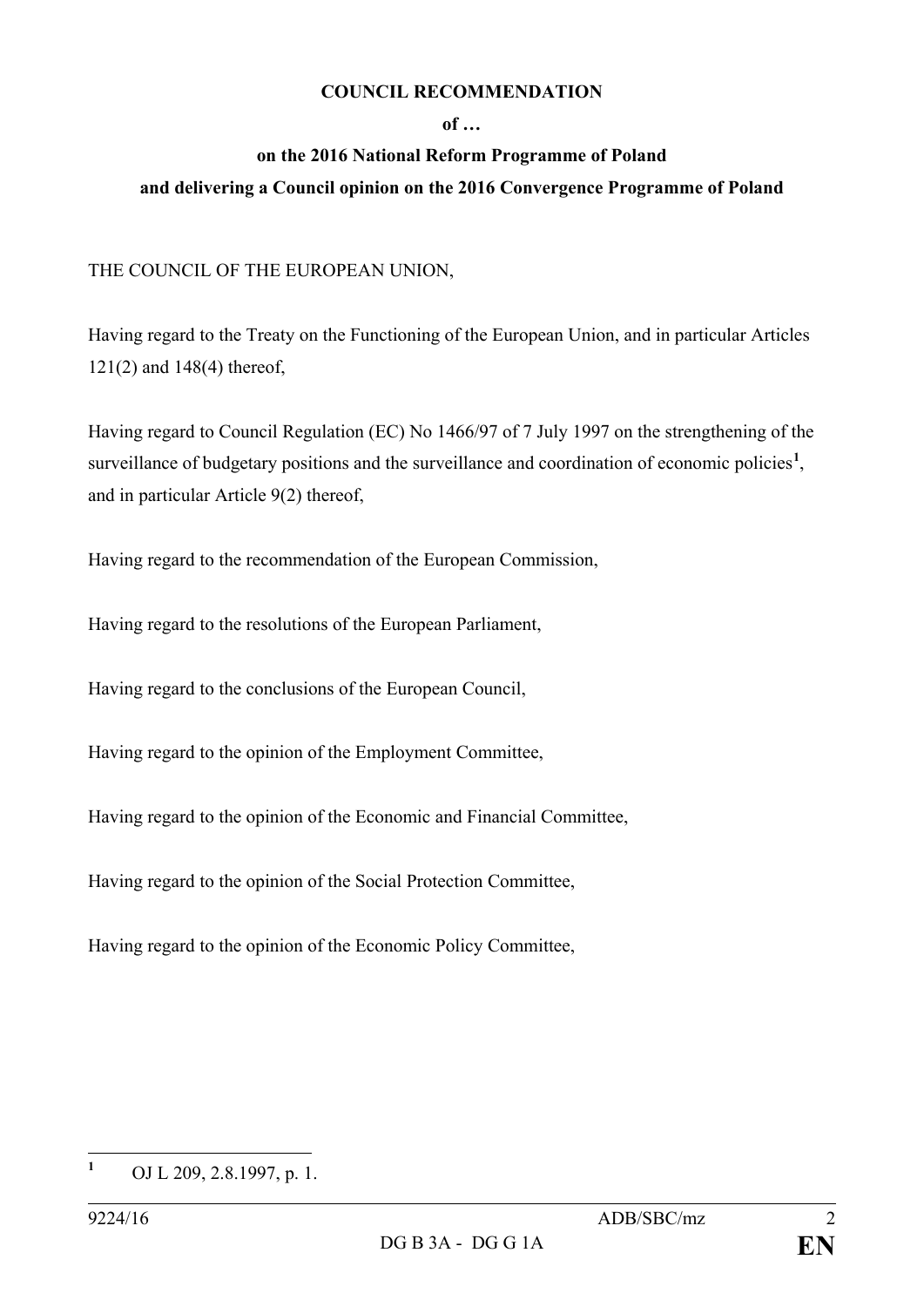**COUNCIL RECOMMENDATION**

**of …**

**on the 2016 National Reform Programme of Poland**

**and delivering a Council opinion on the 2016 Convergence Programme of Poland**

THE COUNCIL OF THE EUROPEAN UNION,

Having regard to the Treaty on the Functioning of the European Union, and in particular Articles 121(2) and 148(4) thereof,

Having regard to Council Regulation (EC) No 1466/97 of 7 July 1997 on the strengthening of the surveillance of budgetary positions and the surveillance and coordination of economic policies[1], and in particular Article 9(2) thereof,

Having regard to the recommendation of the European Commission,

Having regard to the resolutions of the European Parliament,

Having regard to the conclusions of the European Council,

Having regard to the opinion of the Employment Committee,

Having regard to the opinion of the Economic and Financial Committee,

Having regard to the opinion of the Social Protection Committee,

Having regard to the opinion of the Economic Policy Committee,

---

[1] OJ L 209, 2.8.1997, p. 1.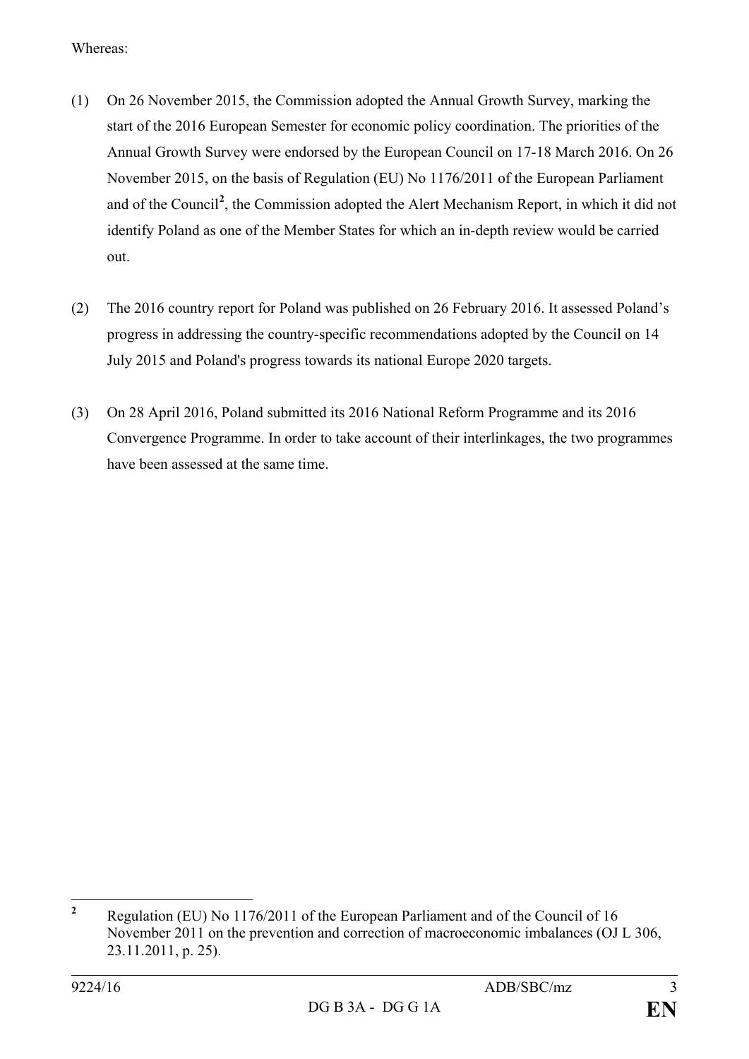Whereas:

(1) On 26 November 2015, the Commission adopted the Annual Growth Survey, marking the start of the 2016 European Semester for economic policy coordination. The priorities of the Annual Growth Survey were endorsed by the European Council on 17-18 March 2016. On 26 November 2015, on the basis of Regulation (EU) No 1176/2011 of the European Parliament and of the Council[2], the Commission adopted the Alert Mechanism Report, in which it did not identify Poland as one of the Member States for which an in-depth review would be carried out.

(2) The 2016 country report for Poland was published on 26 February 2016. It assessed Poland's progress in addressing the country-specific recommendations adopted by the Council on 14 July 2015 and Poland's progress towards its national Europe 2020 targets.

(3) On 28 April 2016, Poland submitted its 2016 National Reform Programme and its 2016 Convergence Programme. In order to take account of their interlinkages, the two programmes have been assessed at the same time.

---

[2] Regulation (EU) No 1176/2011 of the European Parliament and of the Council of 16 November 2011 on the prevention and correction of macroeconomic imbalances (OJ L 306, 23.11.2011, p. 25).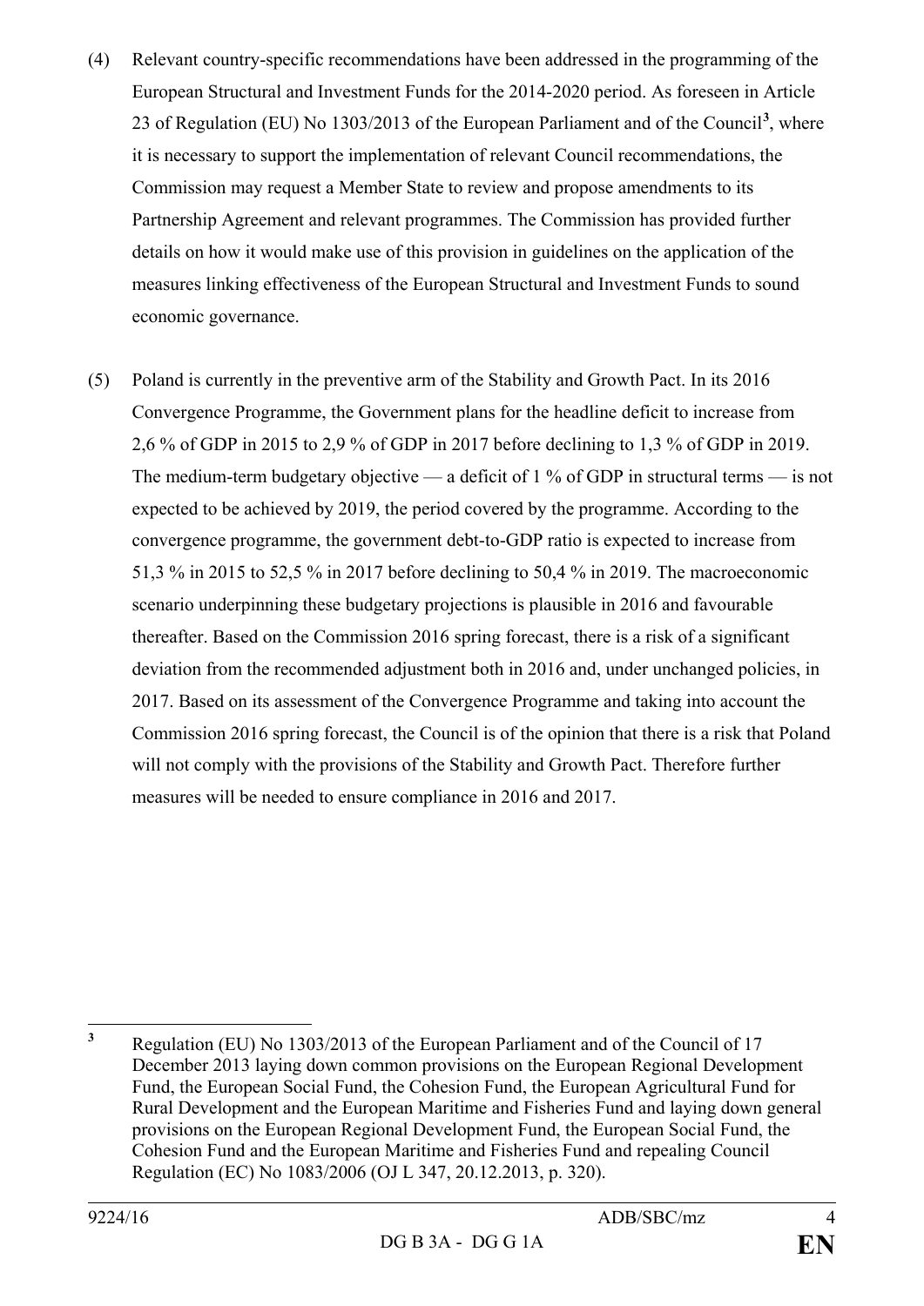(4) Relevant country-specific recommendations have been addressed in the programming of the European Structural and Investment Funds for the 2014-2020 period. As foreseen in Article 23 of Regulation (EU) No 1303/2013 of the European Parliament and of the Council[3], where it is necessary to support the implementation of relevant Council recommendations, the Commission may request a Member State to review and propose amendments to its Partnership Agreement and relevant programmes. The Commission has provided further details on how it would make use of this provision in guidelines on the application of the measures linking effectiveness of the European Structural and Investment Funds to sound economic governance.

(5) Poland is currently in the preventive arm of the Stability and Growth Pact. In its 2016 Convergence Programme, the Government plans for the headline deficit to increase from 2,6 % of GDP in 2015 to 2,9 % of GDP in 2017 before declining to 1,3 % of GDP in 2019. The medium-term budgetary objective — a deficit of 1 % of GDP in structural terms — is not expected to be achieved by 2019, the period covered by the programme. According to the convergence programme, the government debt-to-GDP ratio is expected to increase from 51,3 % in 2015 to 52,5 % in 2017 before declining to 50,4 % in 2019. The macroeconomic scenario underpinning these budgetary projections is plausible in 2016 and favourable thereafter. Based on the Commission 2016 spring forecast, there is a risk of a significant deviation from the recommended adjustment both in 2016 and, under unchanged policies, in 2017. Based on its assessment of the Convergence Programme and taking into account the Commission 2016 spring forecast, the Council is of the opinion that there is a risk that Poland will not comply with the provisions of the Stability and Growth Pact. Therefore further measures will be needed to ensure compliance in 2016 and 2017.

---

[3] Regulation (EU) No 1303/2013 of the European Parliament and of the Council of 17 December 2013 laying down common provisions on the European Regional Development Fund, the European Social Fund, the Cohesion Fund, the European Agricultural Fund for Rural Development and the European Maritime and Fisheries Fund and laying down general provisions on the European Regional Development Fund, the European Social Fund, the Cohesion Fund and the European Maritime and Fisheries Fund and repealing Council Regulation (EC) No 1083/2006 (OJ L 347, 20.12.2013, p. 320).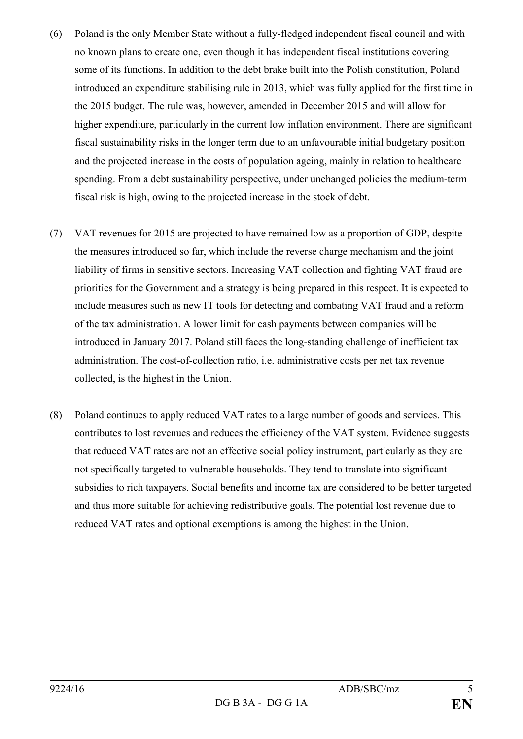(6) Poland is the only Member State without a fully-fledged independent fiscal council and with no known plans to create one, even though it has independent fiscal institutions covering some of its functions. In addition to the debt brake built into the Polish constitution, Poland introduced an expenditure stabilising rule in 2013, which was fully applied for the first time in the 2015 budget. The rule was, however, amended in December 2015 and will allow for higher expenditure, particularly in the current low inflation environment. There are significant fiscal sustainability risks in the longer term due to an unfavourable initial budgetary position and the projected increase in the costs of population ageing, mainly in relation to healthcare spending. From a debt sustainability perspective, under unchanged policies the medium-term fiscal risk is high, owing to the projected increase in the stock of debt.

(7) VAT revenues for 2015 are projected to have remained low as a proportion of GDP, despite the measures introduced so far, which include the reverse charge mechanism and the joint liability of firms in sensitive sectors. Increasing VAT collection and fighting VAT fraud are priorities for the Government and a strategy is being prepared in this respect. It is expected to include measures such as new IT tools for detecting and combating VAT fraud and a reform of the tax administration. A lower limit for cash payments between companies will be introduced in January 2017. Poland still faces the long-standing challenge of inefficient tax administration. The cost-of-collection ratio, i.e. administrative costs per net tax revenue collected, is the highest in the Union.

(8) Poland continues to apply reduced VAT rates to a large number of goods and services. This contributes to lost revenues and reduces the efficiency of the VAT system. Evidence suggests that reduced VAT rates are not an effective social policy instrument, particularly as they are not specifically targeted to vulnerable households. They tend to translate into significant subsidies to rich taxpayers. Social benefits and income tax are considered to be better targeted and thus more suitable for achieving redistributive goals. The potential lost revenue due to reduced VAT rates and optional exemptions is among the highest in the Union.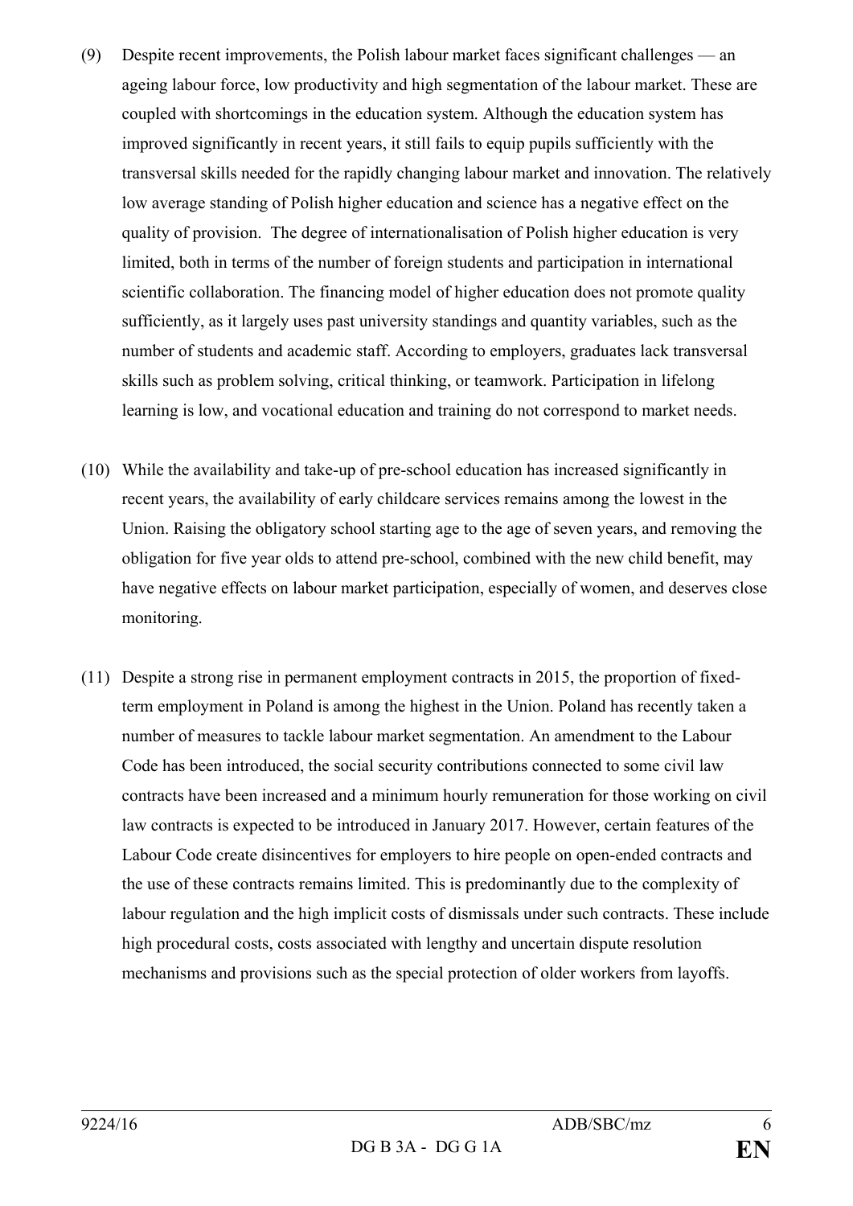(9) Despite recent improvements, the Polish labour market faces significant challenges — an ageing labour force, low productivity and high segmentation of the labour market. These are coupled with shortcomings in the education system. Although the education system has improved significantly in recent years, it still fails to equip pupils sufficiently with the transversal skills needed for the rapidly changing labour market and innovation. The relatively low average standing of Polish higher education and science has a negative effect on the quality of provision. The degree of internationalisation of Polish higher education is very limited, both in terms of the number of foreign students and participation in international scientific collaboration. The financing model of higher education does not promote quality sufficiently, as it largely uses past university standings and quantity variables, such as the number of students and academic staff. According to employers, graduates lack transversal skills such as problem solving, critical thinking, or teamwork. Participation in lifelong learning is low, and vocational education and training do not correspond to market needs.

(10) While the availability and take-up of pre-school education has increased significantly in recent years, the availability of early childcare services remains among the lowest in the Union. Raising the obligatory school starting age to the age of seven years, and removing the obligation for five year olds to attend pre-school, combined with the new child benefit, may have negative effects on labour market participation, especially of women, and deserves close monitoring.

(11) Despite a strong rise in permanent employment contracts in 2015, the proportion of fixed-term employment in Poland is among the highest in the Union. Poland has recently taken a number of measures to tackle labour market segmentation. An amendment to the Labour Code has been introduced, the social security contributions connected to some civil law contracts have been increased and a minimum hourly remuneration for those working on civil law contracts is expected to be introduced in January 2017. However, certain features of the Labour Code create disincentives for employers to hire people on open-ended contracts and the use of these contracts remains limited. This is predominantly due to the complexity of labour regulation and the high implicit costs of dismissals under such contracts. These include high procedural costs, costs associated with lengthy and uncertain dispute resolution mechanisms and provisions such as the special protection of older workers from layoffs.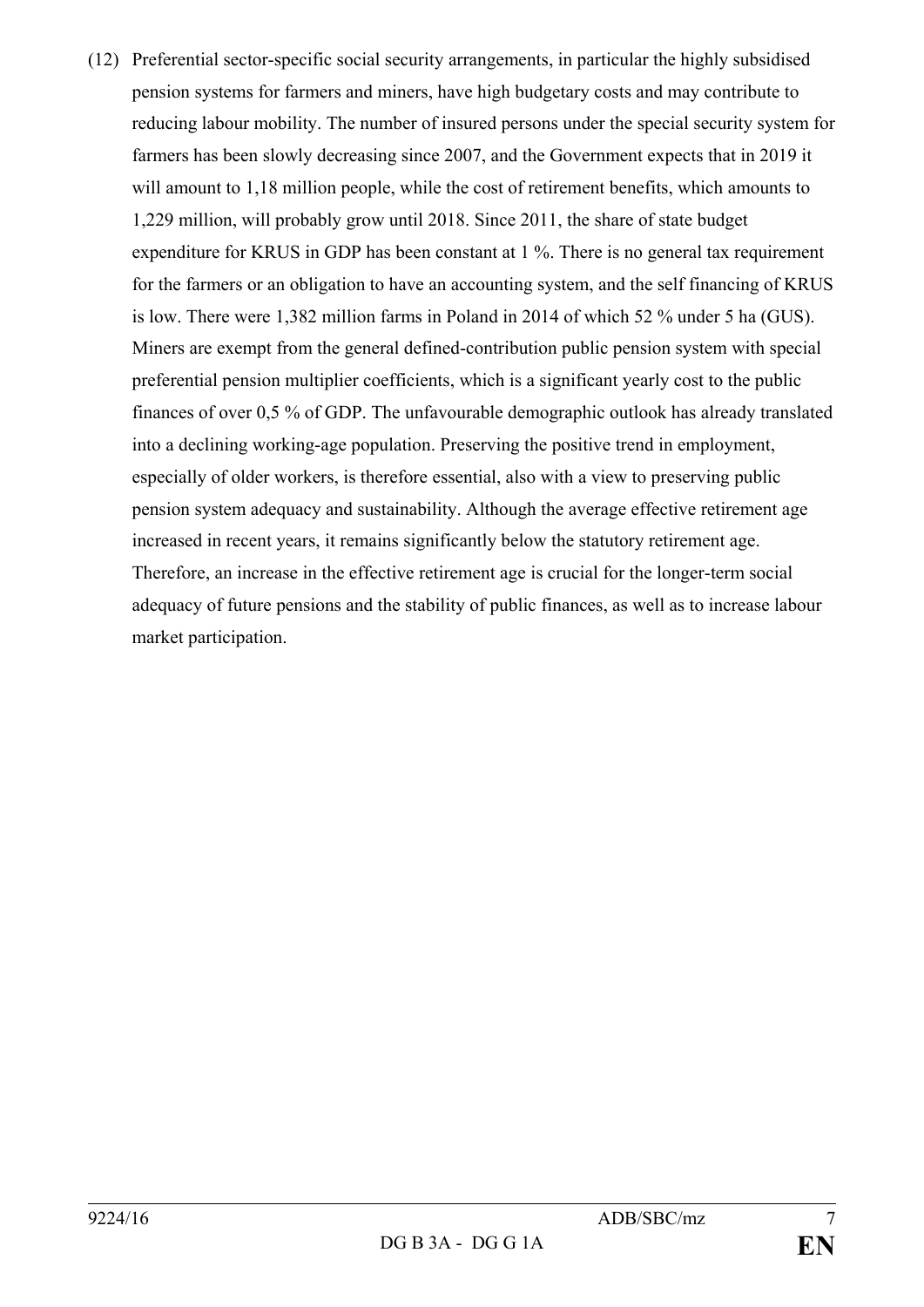(12) Preferential sector-specific social security arrangements, in particular the highly subsidised pension systems for farmers and miners, have high budgetary costs and may contribute to reducing labour mobility. The number of insured persons under the special security system for farmers has been slowly decreasing since 2007, and the Government expects that in 2019 it will amount to 1,18 million people, while the cost of retirement benefits, which amounts to 1,229 million, will probably grow until 2018. Since 2011, the share of state budget expenditure for KRUS in GDP has been constant at 1 %. There is no general tax requirement for the farmers or an obligation to have an accounting system, and the self financing of KRUS is low. There were 1,382 million farms in Poland in 2014 of which 52 % under 5 ha (GUS). Miners are exempt from the general defined-contribution public pension system with special preferential pension multiplier coefficients, which is a significant yearly cost to the public finances of over 0,5 % of GDP. The unfavourable demographic outlook has already translated into a declining working-age population. Preserving the positive trend in employment, especially of older workers, is therefore essential, also with a view to preserving public pension system adequacy and sustainability. Although the average effective retirement age increased in recent years, it remains significantly below the statutory retirement age. Therefore, an increase in the effective retirement age is crucial for the longer-term social adequacy of future pensions and the stability of public finances, as well as to increase labour market participation.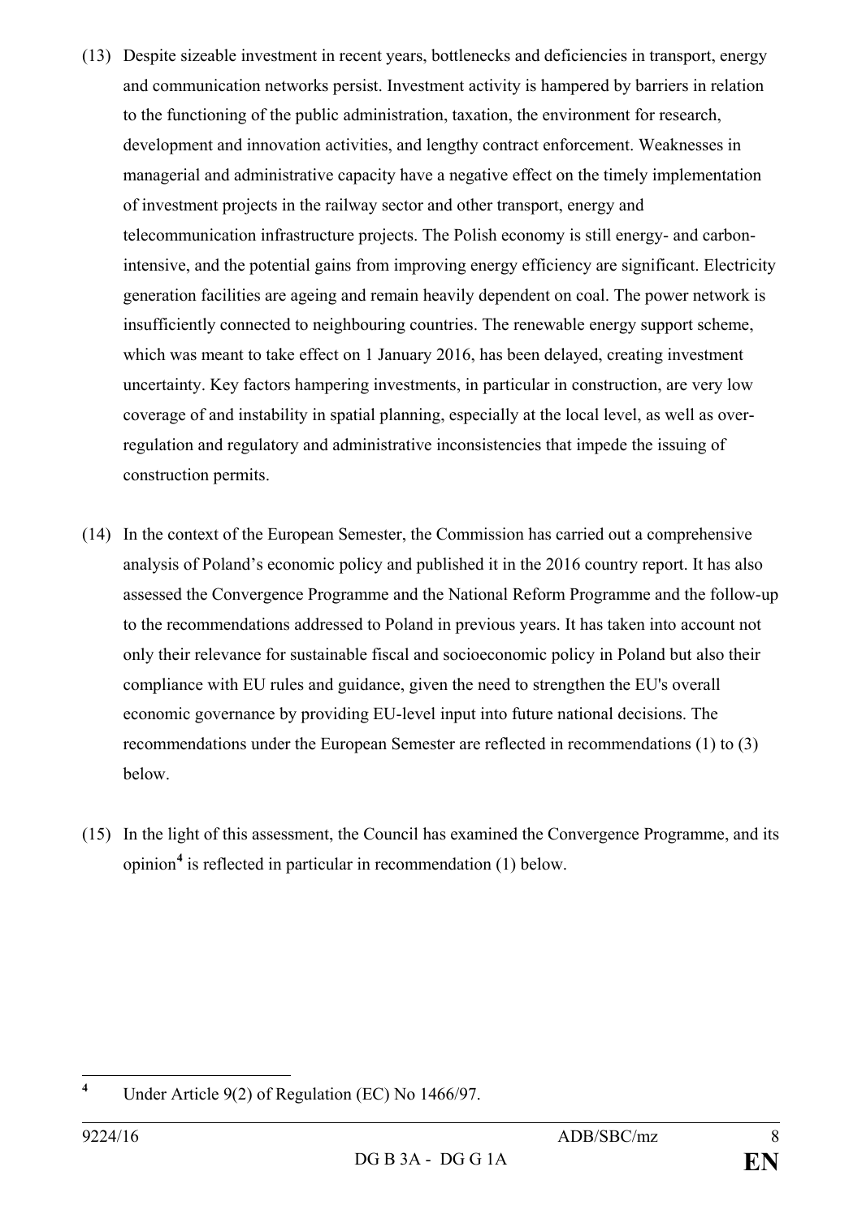(13) Despite sizeable investment in recent years, bottlenecks and deficiencies in transport, energy and communication networks persist. Investment activity is hampered by barriers in relation to the functioning of the public administration, taxation, the environment for research, development and innovation activities, and lengthy contract enforcement. Weaknesses in managerial and administrative capacity have a negative effect on the timely implementation of investment projects in the railway sector and other transport, energy and telecommunication infrastructure projects. The Polish economy is still energy- and carbon-intensive, and the potential gains from improving energy efficiency are significant. Electricity generation facilities are ageing and remain heavily dependent on coal. The power network is insufficiently connected to neighbouring countries. The renewable energy support scheme, which was meant to take effect on 1 January 2016, has been delayed, creating investment uncertainty. Key factors hampering investments, in particular in construction, are very low coverage of and instability in spatial planning, especially at the local level, as well as over-regulation and regulatory and administrative inconsistencies that impede the issuing of construction permits.

(14) In the context of the European Semester, the Commission has carried out a comprehensive analysis of Poland's economic policy and published it in the 2016 country report. It has also assessed the Convergence Programme and the National Reform Programme and the follow-up to the recommendations addressed to Poland in previous years. It has taken into account not only their relevance for sustainable fiscal and socioeconomic policy in Poland but also their compliance with EU rules and guidance, given the need to strengthen the EU's overall economic governance by providing EU-level input into future national decisions. The recommendations under the European Semester are reflected in recommendations (1) to (3) below.

(15) In the light of this assessment, the Council has examined the Convergence Programme, and its opinion[4] is reflected in particular in recommendation (1) below.

[4] Under Article 9(2) of Regulation (EC) No 1466/97.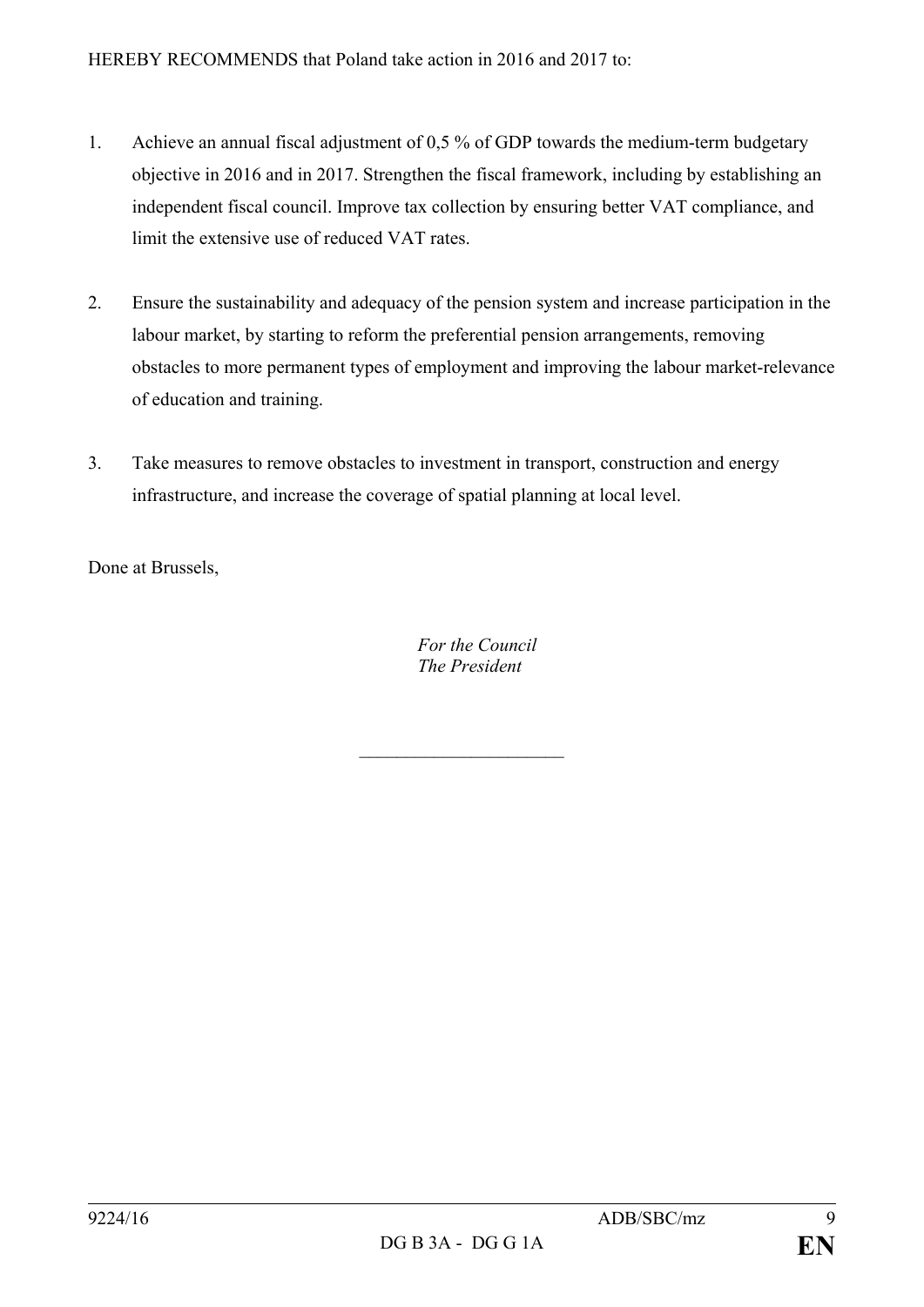HEREBY RECOMMENDS that Poland take action in 2016 and 2017 to:

1. Achieve an annual fiscal adjustment of 0,5 % of GDP towards the medium-term budgetary objective in 2016 and in 2017. Strengthen the fiscal framework, including by establishing an independent fiscal council. Improve tax collection by ensuring better VAT compliance, and limit the extensive use of reduced VAT rates.

2. Ensure the sustainability and adequacy of the pension system and increase participation in the labour market, by starting to reform the preferential pension arrangements, removing obstacles to more permanent types of employment and improving the labour market-relevance of education and training.

3. Take measures to remove obstacles to investment in transport, construction and energy infrastructure, and increase the coverage of spatial planning at local level.

Done at Brussels,

*For the Council*
*The President*